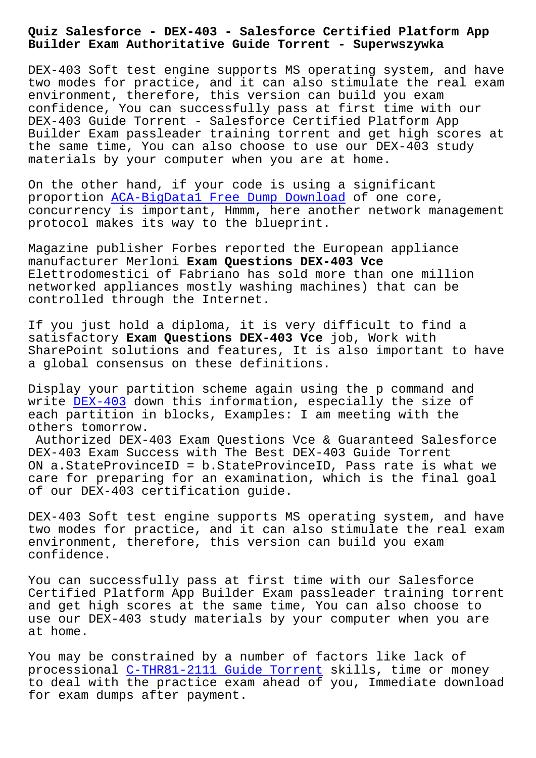# Quiz Salesforce - DEX-403 - Salesforce Certified Platform App Builder Exam Authoritative Guide Torrent - Superwszywka

DEX-403 Soft test engine supports MS operating system, and have two modes for practice, and it can also stimulate the real exam environment, therefore, this version can build you exam confidence, You can successfully pass at first time with our DEX-403 Guide Torrent - Salesforce Certified Platform App Builder Exam passleader training torrent and get high scores at the same time, You can also choose to use our DEX-403 study materials by your computer when you are at home.

On the other hand, if your code is using a significant proportion ACA-BigData1 Free Dump Download of one core, concurrency is important, Hmmm, here another network management protocol makes its way to the blueprint.

Magazine publisher Forbes reported the European appliance manufacturer Merloni **Exam Questions DEX-403 Vce** Elettrodomestici of Fabriano has sold more than one million networked appliances mostly washing machines) that can be controlled through the Internet.

If you just hold a diploma, it is very difficult to find a satisfactory **Exam Questions DEX-403 Vce** job, Work with SharePoint solutions and features, It is also important to have a global consensus on these definitions.

Display your partition scheme again using the p command and write DEX-403 down this information, especially the size of each partition in blocks, Examples: I am meeting with the others tomorrow.

Authorized DEX-403 Exam Questions Vce & Guaranteed Salesforce DEX-403 Exam Success with The Best DEX-403 Guide Torrent

ON a.StateProvinceID = b.StateProvinceID, Pass rate is what we care for preparing for an examination, which is the final goal of our DEX-403 certification guide.

DEX-403 Soft test engine supports MS operating system, and have two modes for practice, and it can also stimulate the real exam environment, therefore, this version can build you exam confidence.

You can successfully pass at first time with our Salesforce Certified Platform App Builder Exam passleader training torrent and get high scores at the same time, You can also choose to use our DEX-403 study materials by your computer when you are at home.

You may be constrained by a number of factors like lack of processional C-THR81-2111 Guide Torrent skills, time or money to deal with the practice exam ahead of you, Immediate download for exam dumps after payment.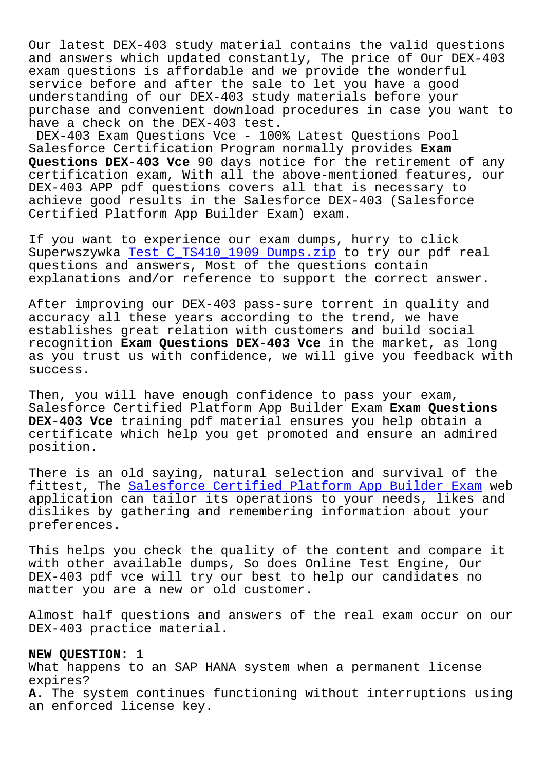Our latest DEX-403 study material contains the valid questions and answers which updated constantly, The price of Our DEX-403 exam questions is affordable and we provide the wonderful service before and after the sale to let you have a good understanding of our DEX-403 study materials before your purchase and convenient download procedures in case you want to have a check on the DEX-403 test.

DEX-403 Exam Questions Vce - 100% Latest Questions Pool

Salesforce Certification Program normally provides **Exam Questions DEX-403 Vce** 90 days notice for the retirement of any certification exam, With all the above-mentioned features, our DEX-403 APP pdf questions covers all that is necessary to achieve good results in the Salesforce DEX-403 (Salesforce Certified Platform App Builder Exam) exam.

If you want to experience our exam dumps, hurry to click Superwszywka Test C_TS410_1909 Dumps.zip to try our pdf real questions and answers, Most of the questions contain explanations and/or reference to support the correct answer.

After improving our DEX-403 pass-sure torrent in quality and accuracy all these years according to the trend, we have establishes great relation with customers and build social recognition **Exam Questions DEX-403 Vce** in the market, as long as you trust us with confidence, we will give you feedback with success.

Then, you will have enough confidence to pass your exam, Salesforce Certified Platform App Builder Exam **Exam Questions DEX-403 Vce** training pdf material ensures you help obtain a certificate which help you get promoted and ensure an admired position.

There is an old saying, natural selection and survival of the fittest, The Salesforce Certified Platform App Builder Exam web application can tailor its operations to your needs, likes and dislikes by gathering and remembering information about your preferences.

This helps you check the quality of the content and compare it with other available dumps, So does Online Test Engine, Our DEX-403 pdf vce will try our best to help our candidates no matter you are a new or old customer.

Almost half questions and answers of the real exam occur on our DEX-403 practice material.

**NEW QUESTION: 1**

What happens to an SAP HANA system when a permanent license expires?

**A.** The system continues functioning without interruptions using an enforced license key.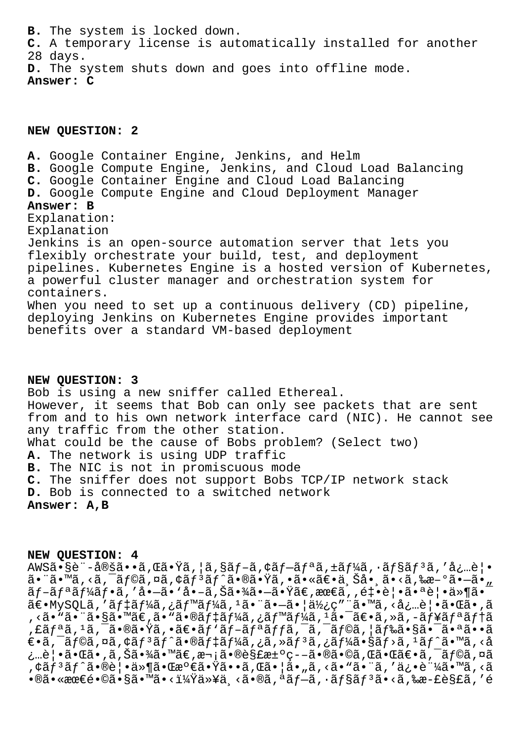**B.** The system is locked down.
**C.** A temporary license is automatically installed for another 28 days.
**D.** The system shuts down and goes into offline mode.
**Answer: C**

**NEW QUESTION: 2**

**A.** Google Container Engine, Jenkins, and Helm
**B.** Google Compute Engine, Jenkins, and Cloud Load Balancing
**C.** Google Container Engine and Cloud Load Balancing
**D.** Google Compute Engine and Cloud Deployment Manager
**Answer: B**
Explanation:
Explanation
Jenkins is an open-source automation server that lets you flexibly orchestrate your build, test, and deployment pipelines. Kubernetes Engine is a hosted version of Kubernetes, a powerful cluster manager and orchestration system for containers.
When you need to set up a continuous delivery (CD) pipeline, deploying Jenkins on Kubernetes Engine provides important benefits over a standard VM-based deployment

**NEW QUESTION: 3**
Bob is using a new sniffer called Ethereal.
However, it seems that Bob can only see packets that are sent from and to his own network interface card (NIC). He cannot see any traffic from the other station.
What could be the cause of Bobs problem? (Select two)
**A.** The network is using UDP traffic
**B.** The NIC is not in promiscuous mode
**C.** The sniffer does not support Bobs TCP/IP network stack
**D.** Bob is connected to a switched network
**Answer: A,B**

**NEW QUESTION: 4**
AWSã•§è¨-å®šã••ã‚Œã•Ÿã‚¦ã‚§ãƒ–ã‚¢ãƒ—ãƒªã‚±ãƒ¼ã‚·ãƒ§ãƒ³ã‚'å¿…è¦•ã•¨ã•™ã‚‹ã‚¯ãƒ©ã‚¤ã‚¢ãƒ³ãƒˆã•®ã•Ÿã‚•ã•«ã€•ä¸Šå•¸ã•‹ã‚‰æ–°ã•—ã•„ãƒ–ãƒªãƒ¼ãƒ•ã‚'å•—ã•'å•–ã‚Šã•¾ã•—ã•Ÿã€‚æœ€ã‚‚é‡•è¦•ã•ªè¦•ä»¶ã•¯ã€•MySQLã‚'ãƒ‡ãƒ¼ã‚¿ãƒ™ãƒ¼ã‚¹ã•¨ã•—ã•¦ä½¿ç"¨ã•™ã‚‹å¿…è¦•ã•Œã•‚ã‚‹ã•"ã•¨ã•§ã•™ã€‚ã•"ã•®ãƒ‡ãƒ¼ã‚¿ãƒ™ãƒ¼ã‚¹ã•¯ã€•ã‚»ã‚­ãƒ¥ãƒªãƒ†ã‚£ãƒªã‚¹ã‚¯ã•®ã•Ÿã‚•ã€•ãƒ'ãƒ–ãƒªãƒƒã‚¯ã‚¯ãƒ©ã‚¦ãƒ‰ã•§ã•¯ã•ªã••ã€•ã‚¯ãƒ©ã‚¤ã‚¢ãƒ³ãƒˆã•®ãƒ‡ãƒ¼ã‚¿ã‚»ãƒ³ã‚¿ãƒ¼ã•§ãƒ›ã‚¹ãƒˆã•™ã‚‹å¿…è¦•ã•Œã•‚ã‚Šã•¾ã•™ã€‚æ¬¡ã•®è§£æ±ºç­–ã•®ã•©ã‚Œã•Œã€•ã‚¯ãƒ©ã‚¤ã‚¢ãƒ³ãƒˆã•®è¦•ä»¶ã•Œæº€ã•Ÿã••ã‚Œã•¦ã•„ã‚‹ã•"ã•¨ã‚'ä¿•è¨¼ã•™ã‚‹ã•®ã•«æœ€é•©ã•§ã•™ã•‹ï¼Ÿä»¥ä¸‹ã•®ã‚ªãƒ—ã‚·ãƒ§ãƒ³ã•‹ã‚‰æ­£è§£ã‚'é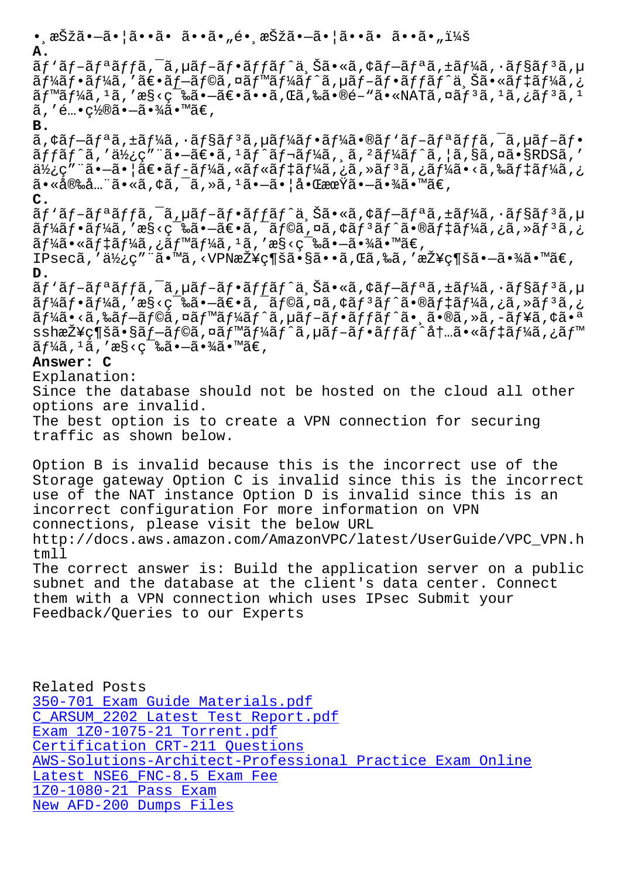•¸æŠžã•—ã•¦ã••ã• ã••ã•„é•¸æŠžã•—ã•¦ã••ã• ã••ã•„ï¼š

**A.**
ãƒ'ãƒ–ãƒªãƒƒã'¯ã'µãƒ–ãƒ•ãƒƒãƒˆä¸Šã•«ã'¢ãƒ–ãƒªã'±ãƒ¼ã'·ãƒ§ãƒ³ã'µãƒ¼ãƒ•ãƒ¼ã''ã€•ãƒ–ãƒ©ã'¤ãƒ™ãƒ¼ãƒˆã'µãƒ–ãƒ•ãƒƒãƒˆä¸Šã•«ãƒ‡ãƒ¼ã'¿ãƒ™ãƒ¼ã'¹ã''æ§‹ç¯‰ã•—ã€•ã••ã'Œã'‰ã•®é–"ã•«NATã'¤ãƒ³ã'¹ã'¿ãƒ³ã'¹ã''é…•ç½®ã•—ã•¾ã•™ã€'

**B.**
ã'¢ãƒ–ãƒªã'±ãƒ¼ã'·ãƒ§ãƒ³ã'µãƒ¼ãƒ•ãƒ¼ã•®ãƒ'ãƒ–ãƒªãƒƒã'¯ã'µãƒ–ãƒ•ãƒƒãƒˆã''ä½¿ç"¨ã•—ã€•ã'¹ãƒˆãƒ¬ãƒ¼ã'¸ã'²ãƒ¼ãƒˆã'¦ã'§ã'¤ã•§RDSã''ä½¿ç"¨ã•—ã•¦ã€•ãƒ–ãƒ¼ã'«ãƒ«ãƒ‡ãƒ¼ã'¿ã'»ãƒ³ã'¿ãƒ¼ã•‹ã'‰ãƒ‡ãƒ¼ã'¿ã•«å®‰å…¨ã•«ã'¢ã'¯ã'»ã'¹ã•—ã•¦å•ŒæœŸã•—ã•¾ã•™ã€'

**C.**
ãƒ'ãƒ–ãƒªãƒƒã'¯ã'µãƒ–ãƒ•ãƒƒãƒˆä¸Šã•«ã'¢ãƒ–ãƒªã'±ãƒ¼ã'·ãƒ§ãƒ³ã'µãƒ¼ãƒ•ãƒ¼ã''æ§‹ç¯‰ã•—ã€•ã'¯ãƒ©ã'¤ã'¢ãƒ³ãƒˆã•®ãƒ‡ãƒ¼ã'¿ã'»ãƒ³ã'¿ãƒ¼ã•«ãƒ‡ãƒ¼ã'¿ãƒ™ãƒ¼ã'¹ã''æ§‹ç¯‰ã•—ã•¾ã•™ã€'
IPsecã''ä½¿ç"¨ã•™ã'‹VPNæŽ¥ç¶šã•§ã••ã'Œã'‰ã''æŽ¥ç¶šã•—ã•¾ã•™ã€'

**D.**
ãƒ'ãƒ–ãƒªãƒƒã'¯ã'µãƒ–ãƒ•ãƒƒãƒˆä¸Šã•«ã'¢ãƒ–ãƒªã'±ãƒ¼ã'·ãƒ§ãƒ³ã'µãƒ¼ãƒ•ãƒ¼ã''æ§‹ç¯‰ã•—ã€•ã'¯ãƒ©ã'¤ã'¢ãƒ³ãƒˆã•®ãƒ‡ãƒ¼ã'¿ã'»ãƒ³ã'¿ãƒ¼ã•‹ã'‰ãƒ–ãƒ©ã'¤ãƒ™ãƒ¼ãƒˆã'µãƒ–ãƒ•ãƒƒãƒˆã•¸ã•®ã'»ã'-ãƒ¥ã'¢ã•ªsshæŽ¥ç¶šã•§ãƒ–ãƒ©ã'¤ãƒ™ãƒ¼ãƒˆã'µãƒ–ãƒ•ãƒƒãƒˆå†…ã•«ãƒ‡ãƒ¼ã'¿ãƒ™ãƒ¼ã'¹ã''æ§‹ç¯‰ã•—ã•¾ã•™ã€'

**Answer: C**

Explanation:
Since the database should not be hosted on the cloud all other options are invalid.
The best option is to create a VPN connection for securing traffic as shown below.

Option B is invalid because this is the incorrect use of the Storage gateway Option C is invalid since this is the incorrect use of the NAT instance Option D is invalid since this is an incorrect configuration For more information on VPN connections, please visit the below URL
http://docs.aws.amazon.com/AmazonVPC/latest/UserGuide/VPC_VPN.html
The correct answer is: Build the application server on a public subnet and the database at the client's data center. Connect them with a VPN connection which uses IPsec Submit your Feedback/Queries to our Experts

Related Posts
350-701 Exam Guide Materials.pdf
C_ARSUM_2202 Latest Test Report.pdf
Exam 1Z0-1075-21 Torrent.pdf
Certification CRT-211 Questions
AWS-Solutions-Architect-Professional Practice Exam Online
Latest NSE6_FNC-8.5 Exam Fee
1Z0-1080-21 Pass Exam
New AFD-200 Dumps Files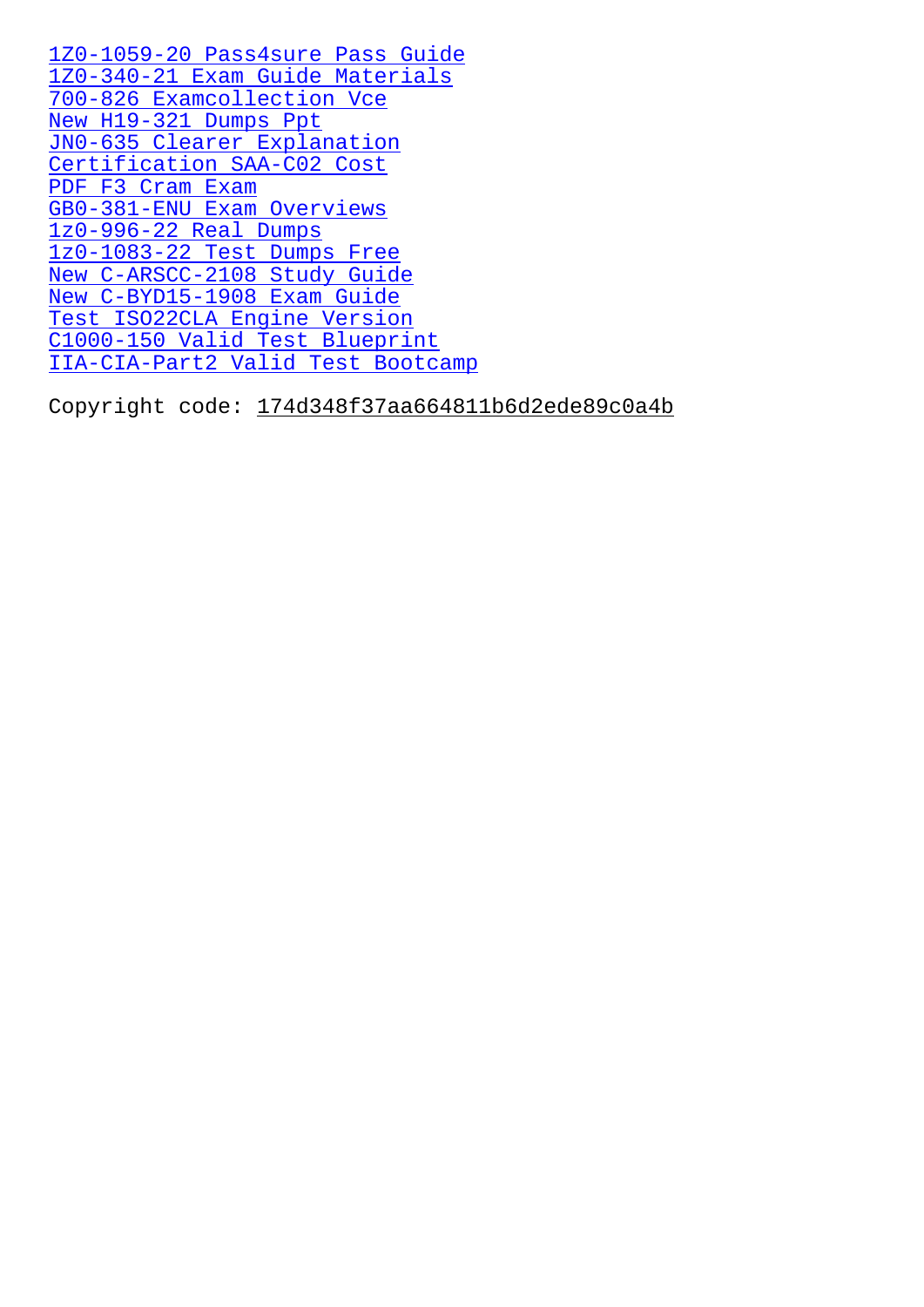1Z0-1059-20 Pass4sure Pass Guide
1Z0-340-21 Exam Guide Materials
700-826 Examcollection Vce
New H19-321 Dumps Ppt
JN0-635 Clearer Explanation
Certification SAA-C02 Cost
PDF F3 Cram Exam
GB0-381-ENU Exam Overviews
1z0-996-22 Real Dumps
1z0-1083-22 Test Dumps Free
New C-ARSCC-2108 Study Guide
New C-BYD15-1908 Exam Guide
Test ISO22CLA Engine Version
C1000-150 Valid Test Blueprint
IIA-CIA-Part2 Valid Test Bootcamp

Copyright code: 174d348f37aa664811b6d2ede89c0a4b